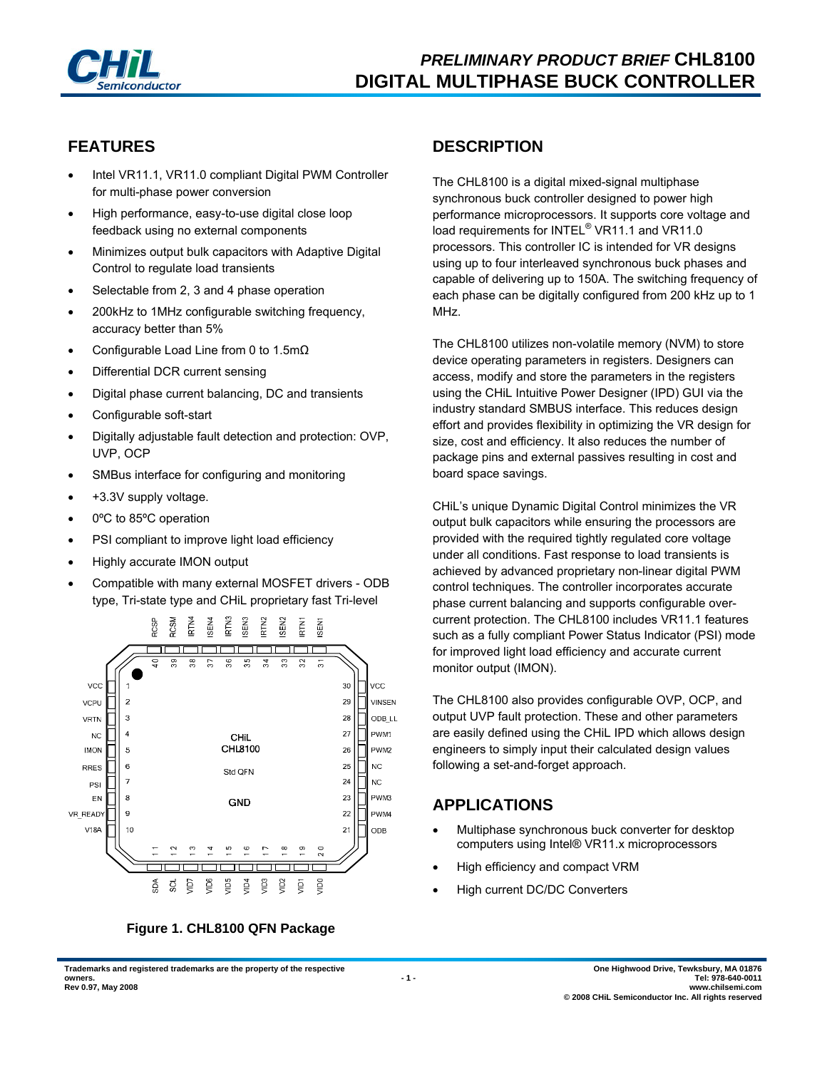# PRELIMINARY PRODUCT BRIEF CHL8100 DIGITAL MULTIPHASE BUCK CONTROLLER

## FEATURES

- Intel VR11.1, VR11.0 compliant Digital PWM Controller for multi-phase power conversion
- High performance, easy-to-use digital close loop feedback using no external components
- Minimizes output bulk capacitors with Adaptive Digital Control to regulate load transients
- Selectable from 2, 3 and 4 phase operation
- 200kHz to 1MHz configurable switching frequency, accuracy better than 5%
- Configurable Load Line from 0 to 1.5mΩ
- Differential DCR current sensing
- Digital phase current balancing, DC and transients
- Configurable soft-start
- Digitally adjustable fault detection and protection: OVP, UVP, OCP
- SMBus interface for configuring and monitoring
- +3.3V supply voltage.
- 0ºC to 85ºC operation
- PSI compliant to improve light load efficiency
- Highly accurate IMON output
- Compatible with many external MOSFET drivers - ODB type, Tri-state type and CHiL proprietary fast Tri-level

Figure 1. CHL8100 QFN Package

## DESCRIPTION

The CHL8100 is a digital mixed-signal multiphase synchronous buck controller designed to power high performance microprocessors. It supports core voltage and load requirements for INTEL® VR11.1 and VR11.0 processors. This controller IC is intended for VR designs using up to four interleaved synchronous buck phases and capable of delivering up to 150A. The switching frequency of each phase can be digitally configured from 200 kHz up to 1 MHz.

The CHL8100 utilizes non-volatile memory (NVM) to store device operating parameters in registers. Designers can access, modify and store the parameters in the registers using the CHiL Intuitive Power Designer (IPD) GUI via the industry standard SMBUS interface. This reduces design effort and provides flexibility in optimizing the VR design for size, cost and efficiency. It also reduces the number of package pins and external passives resulting in cost and board space savings.

CHiL's unique Dynamic Digital Control minimizes the VR output bulk capacitors while ensuring the processors are provided with the required tightly regulated core voltage under all conditions. Fast response to load transients is achieved by advanced proprietary non-linear digital PWM control techniques. The controller incorporates accurate phase current balancing and supports configurable over-current protection. The CHL8100 includes VR11.1 features such as a fully compliant Power Status Indicator (PSI) mode for improved light load efficiency and accurate current monitor output (IMON).

The CHL8100 also provides configurable OVP, OCP, and output UVP fault protection. These and other parameters are easily defined using the CHiL IPD which allows design engineers to simply input their calculated design values following a set-and-forget approach.

## APPLICATIONS

- Multiphase synchronous buck converter for desktop computers using Intel® VR11.x microprocessors
- High efficiency and compact VRM
- High current DC/DC Converters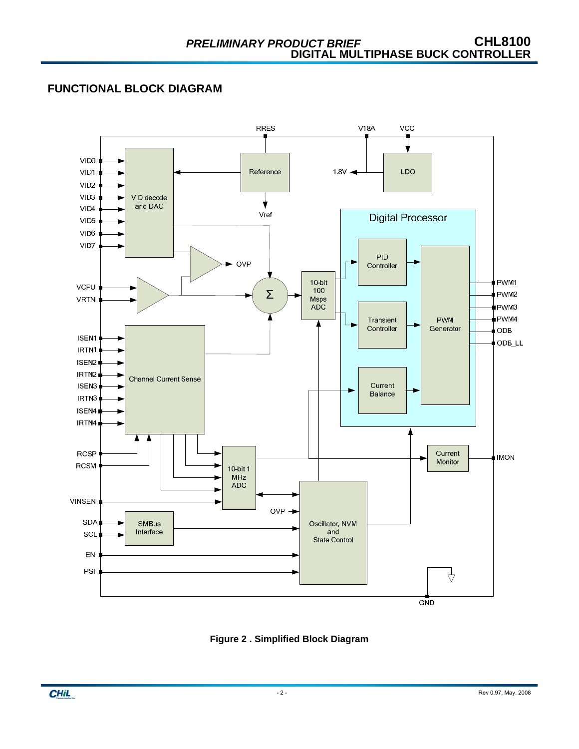## FUNCTIONAL BLOCK DIAGRAM

RRES
V18A
VCC
VID0
VID1
VID2
VID3
VID4
VID5
VID6
VID7
VID decode and DAC
Reference
1.8V
LDO
Vref
Digital Processor
PID Controller
OVP
VCPU
VRTN
Σ
10-bit 100 Msps ADC
Transient Controller
PWM Generator
PWM1
PWM2
PWM3
PWM4
ODB
ODB_LL
ISEN1
IRTN1
ISEN2
IRTN2
ISEN3
IRTN3
ISEN4
IRTN4
Channel Current Sense
Current Balance
RCSP
RCSM
10-bit 1 MHz ADC
Current Monitor
IMON
VINSEN
OVP
SDA
SCL
SMBus Interface
Oscillator, NVM and State Control
EN
PSI
GND

**Figure 2 . Simplified Block Diagram**